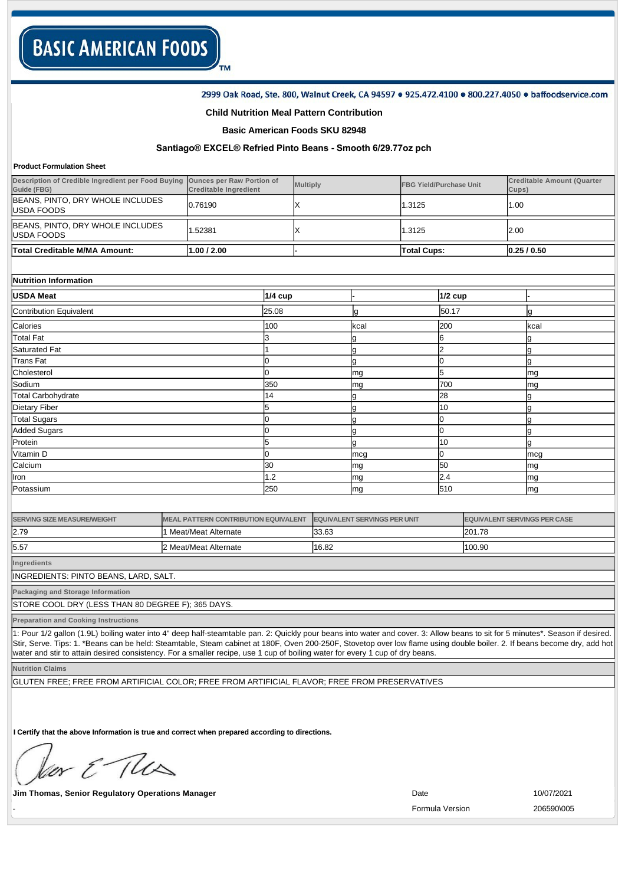# BASIC AMERICAN FOODS™

2999 Oak Road, Ste. 800, Walnut Creek, CA 94597 • 925.472.4100 • 800.227.4050 • baffoodservice.com

## Child Nutrition Meal Pattern Contribution

### Basic American Foods SKU 82948

### Santiago® EXCEL® Refried Pinto Beans - Smooth 6/29.77oz pch

**Product Formulation Sheet**

| Description of Credible Ingredient per Food Buying Guide (FBG) | Ounces per Raw Portion of Creditable Ingredient | Multiply | FBG Yield/Purchase Unit | Creditable Amount (Quarter Cups) |
|---|---|---|---|---|
| BEANS, PINTO, DRY WHOLE INCLUDES USDA FOODS | 0.76190 | X | 1.3125 | 1.00 |
| BEANS, PINTO, DRY WHOLE INCLUDES USDA FOODS | 1.52381 | X | 1.3125 | 2.00 |
| **Total Creditable M/MA Amount:** | **1.00 / 2.00** | - | **Total Cups:** | **0.25 / 0.50** |

**Nutrition Information**

| **USDA Meat** | **1/4 cup** | - | **1/2 cup** | - |
|---|---|---|---|---|
| Contribution Equivalent | 25.08 | g | 50.17 | g |
| Calories | 100 | kcal | 200 | kcal |
| Total Fat | 3 | g | 6 | g |
| Saturated Fat | 1 | g | 2 | g |
| Trans Fat | 0 | g | 0 | g |
| Cholesterol | 0 | mg | 5 | mg |
| Sodium | 350 | mg | 700 | mg |
| Total Carbohydrate | 14 | g | 28 | g |
| Dietary Fiber | 5 | g | 10 | g |
| Total Sugars | 0 | g | 0 | g |
| Added Sugars | 0 | g | 0 | g |
| Protein | 5 | g | 10 | g |
| Vitamin D | 0 | mcg | 0 | mcg |
| Calcium | 30 | mg | 50 | mg |
| Iron | 1.2 | mg | 2.4 | mg |
| Potassium | 250 | mg | 510 | mg |

| SERVING SIZE MEASURE/WEIGHT | MEAL PATTERN CONTRIBUTION EQUIVALENT | EQUIVALENT SERVINGS PER UNIT | EQUIVALENT SERVINGS PER CASE |
|---|---|---|---|
| 2.79 | 1 Meat/Meat Alternate | 33.63 | 201.78 |
| 5.57 | 2 Meat/Meat Alternate | 16.82 | 100.90 |

**Ingredients**

INGREDIENTS: PINTO BEANS, LARD, SALT.

**Packaging and Storage Information**

STORE COOL DRY (LESS THAN 80 DEGREE F); 365 DAYS.

**Preparation and Cooking Instructions**

1: Pour 1/2 gallon (1.9L) boiling water into 4" deep half-steamtable pan. 2: Quickly pour beans into water and cover. 3: Allow beans to sit for 5 minutes*. Season if desired. Stir, Serve. Tips: 1. *Beans can be held: Steamtable, Steam cabinet at 180F, Oven 200-250F, Stovetop over low flame using double boiler. 2. If beans become dry, add hot water and stir to attain desired consistency. For a smaller recipe, use 1 cup of boiling water for every 1 cup of dry beans.

**Nutrition Claims**

GLUTEN FREE; FREE FROM ARTIFICIAL COLOR; FREE FROM ARTIFICIAL FLAVOR; FREE FROM PRESERVATIVES

**I Certify that the above Information is true and correct when prepared according to directions.**

**Jim Thomas, Senior Regulatory Operations Manager**

Date 10/07/2021

Formula Version 206590\005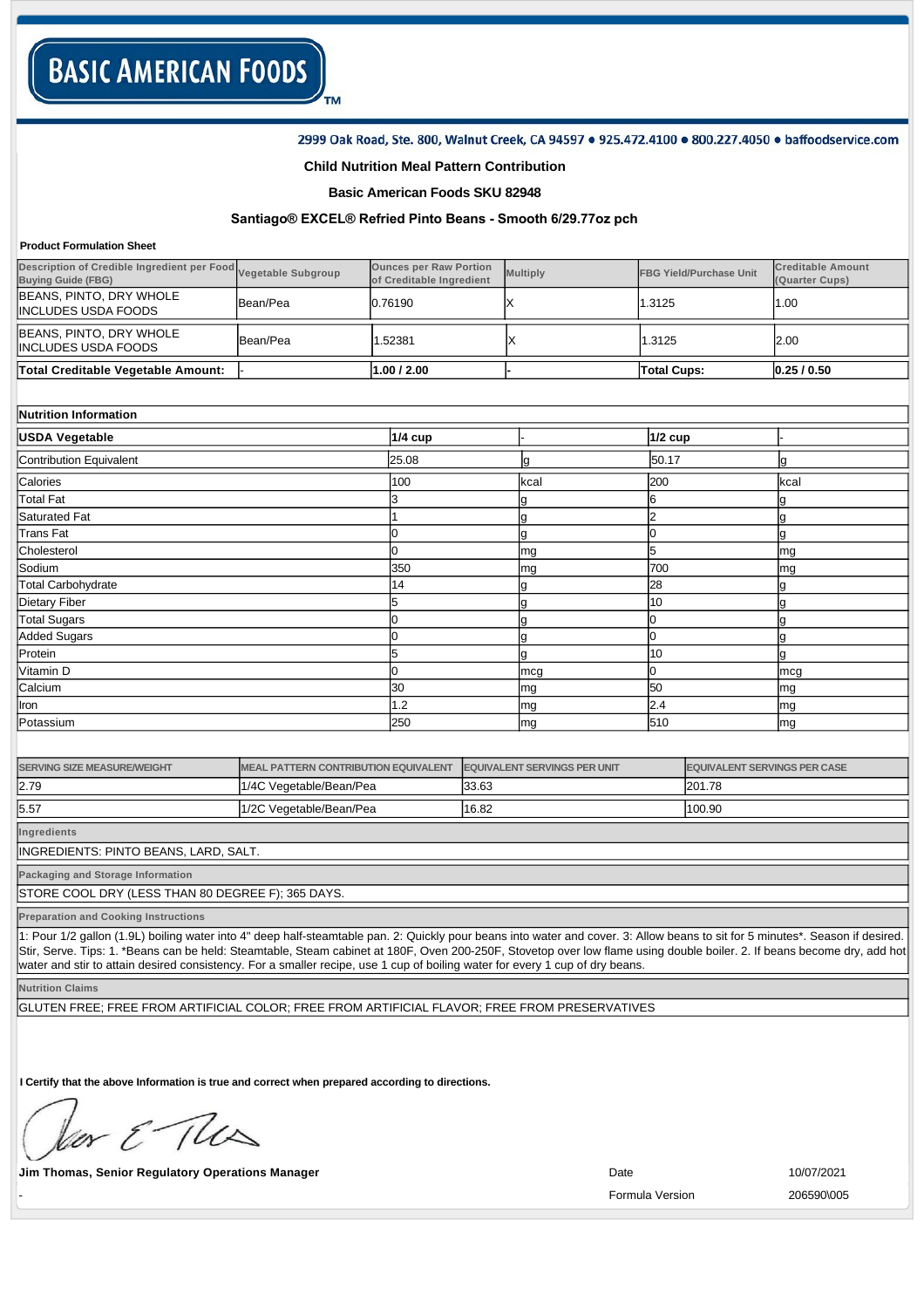BASIC AMERICAN FOODS™

2999 Oak Road, Ste. 800, Walnut Creek, CA 94597 • 925.472.4100 • 800.227.4050 • baffoodservice.com

**Child Nutrition Meal Pattern Contribution**

**Basic American Foods SKU 82948**

**Santiago® EXCEL® Refried Pinto Beans - Smooth 6/29.77oz pch**

**Product Formulation Sheet**

| Description of Credible Ingredient per Food Buying Guide (FBG) | Vegetable Subgroup | Ounces per Raw Portion of Creditable Ingredient | Multiply | FBG Yield/Purchase Unit | Creditable Amount (Quarter Cups) |
|---|---|---|---|---|---|
| BEANS, PINTO, DRY WHOLE INCLUDES USDA FOODS | Bean/Pea | 0.76190 | X | 1.3125 | 1.00 |
| BEANS, PINTO, DRY WHOLE INCLUDES USDA FOODS | Bean/Pea | 1.52381 | X | 1.3125 | 2.00 |
| **Total Creditable Vegetable Amount:** | - | **1.00 / 2.00** | - | **Total Cups:** | **0.25 / 0.50** |

**Nutrition Information**

| **USDA Vegetable** | **1/4 cup** | - | **1/2 cup** | - |
|---|---|---|---|---|
| Contribution Equivalent | 25.08 | g | 50.17 | g |
| Calories | 100 | kcal | 200 | kcal |
| Total Fat | 3 | g | 6 | g |
| Saturated Fat | 1 | g | 2 | g |
| Trans Fat | 0 | g | 0 | g |
| Cholesterol | 0 | mg | 5 | mg |
| Sodium | 350 | mg | 700 | mg |
| Total Carbohydrate | 14 | g | 28 | g |
| Dietary Fiber | 5 | g | 10 | g |
| Total Sugars | 0 | g | 0 | g |
| Added Sugars | 0 | g | 0 | g |
| Protein | 5 | g | 10 | g |
| Vitamin D | 0 | mcg | 0 | mcg |
| Calcium | 30 | mg | 50 | mg |
| Iron | 1.2 | mg | 2.4 | mg |
| Potassium | 250 | mg | 510 | mg |

| SERVING SIZE MEASURE/WEIGHT | MEAL PATTERN CONTRIBUTION EQUIVALENT | EQUIVALENT SERVINGS PER UNIT | EQUIVALENT SERVINGS PER CASE |
|---|---|---|---|
| 2.79 | 1/4C Vegetable/Bean/Pea | 33.63 | 201.78 |
| 5.57 | 1/2C Vegetable/Bean/Pea | 16.82 | 100.90 |

**Ingredients**

INGREDIENTS: PINTO BEANS, LARD, SALT.

**Packaging and Storage Information**

STORE COOL DRY (LESS THAN 80 DEGREE F); 365 DAYS.

**Preparation and Cooking Instructions**

1: Pour 1/2 gallon (1.9L) boiling water into 4" deep half-steamtable pan. 2: Quickly pour beans into water and cover. 3: Allow beans to sit for 5 minutes*. Season if desired. Stir, Serve. Tips: 1. *Beans can be held: Steamtable, Steam cabinet at 180F, Oven 200-250F, Stovetop over low flame using double boiler. 2. If beans become dry, add hot water and stir to attain desired consistency. For a smaller recipe, use 1 cup of boiling water for every 1 cup of dry beans.

**Nutrition Claims**

GLUTEN FREE; FREE FROM ARTIFICIAL COLOR; FREE FROM ARTIFICIAL FLAVOR; FREE FROM PRESERVATIVES

**I Certify that the above Information is true and correct when prepared according to directions.**

**Jim Thomas, Senior Regulatory Operations Manager**

Date 10/07/2021

Formula Version 206590\005